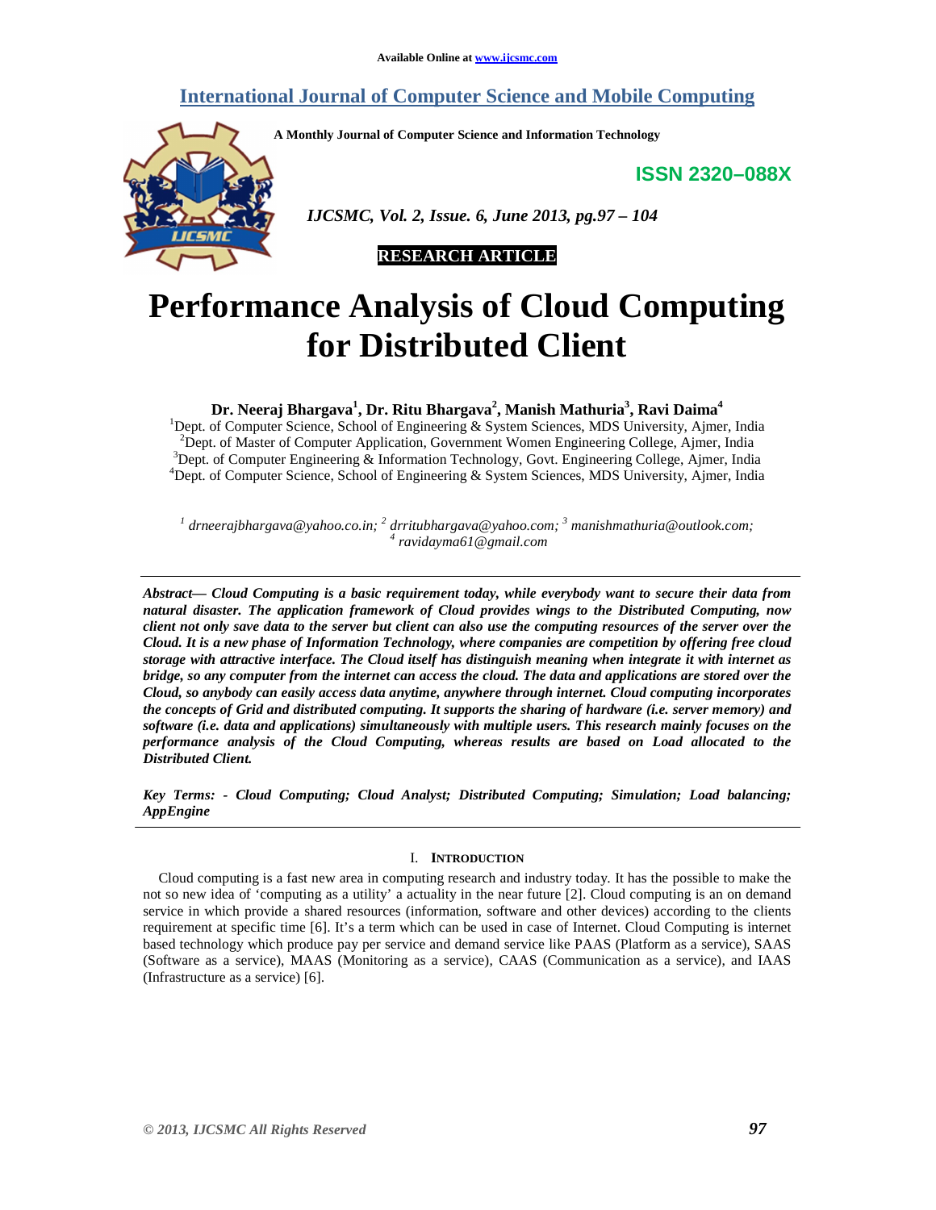Available Online at www.ijcsmc.com

## International Journal of Computer Science and Mobile Computing

A Monthly Journal of Computer Science and Information Technology

ISSN 2320–088X

IJCSMC, Vol. 2, Issue. 6, June 2013, pg.97 – 104

**RESEARCH ARTICLE**

# Performance Analysis of Cloud Computing for Distributed Client

**Dr. Neeraj Bhargava[1], Dr. Ritu Bhargava[2], Manish Mathuria[3], Ravi Daima[4]**

[1]Dept. of Computer Science, School of Engineering & System Sciences, MDS University, Ajmer, India
[2]Dept. of Master of Computer Application, Government Women Engineering College, Ajmer, India
[3]Dept. of Computer Engineering & Information Technology, Govt. Engineering College, Ajmer, India
[4]Dept. of Computer Science, School of Engineering & System Sciences, MDS University, Ajmer, India

*[1] drneerajbhargava@yahoo.co.in; [2] drritubhargava@yahoo.com; [3] manishmathuria@outlook.com; [4] ravidayma61@gmail.com*

***Abstract— Cloud Computing is a basic requirement today, while everybody want to secure their data from natural disaster. The application framework of Cloud provides wings to the Distributed Computing, now client not only save data to the server but client can also use the computing resources of the server over the Cloud. It is a new phase of Information Technology, where companies are competition by offering free cloud storage with attractive interface. The Cloud itself has distinguish meaning when integrate it with internet as bridge, so any computer from the internet can access the cloud. The data and applications are stored over the Cloud, so anybody can easily access data anytime, anywhere through internet. Cloud computing incorporates the concepts of Grid and distributed computing. It supports the sharing of hardware (i.e. server memory) and software (i.e. data and applications) simultaneously with multiple users. This research mainly focuses on the performance analysis of the Cloud Computing, whereas results are based on Load allocated to the Distributed Client.***

***Key Terms: - Cloud Computing; Cloud Analyst; Distributed Computing; Simulation; Load balancing; AppEngine***

## I. Introduction

Cloud computing is a fast new area in computing research and industry today. It has the possible to make the not so new idea of 'computing as a utility' a actuality in the near future [2]. Cloud computing is an on demand service in which provide a shared resources (information, software and other devices) according to the clients requirement at specific time [6]. It's a term which can be used in case of Internet. Cloud Computing is internet based technology which produce pay per service and demand service like PAAS (Platform as a service), SAAS (Software as a service), MAAS (Monitoring as a service), CAAS (Communication as a service), and IAAS (Infrastructure as a service) [6].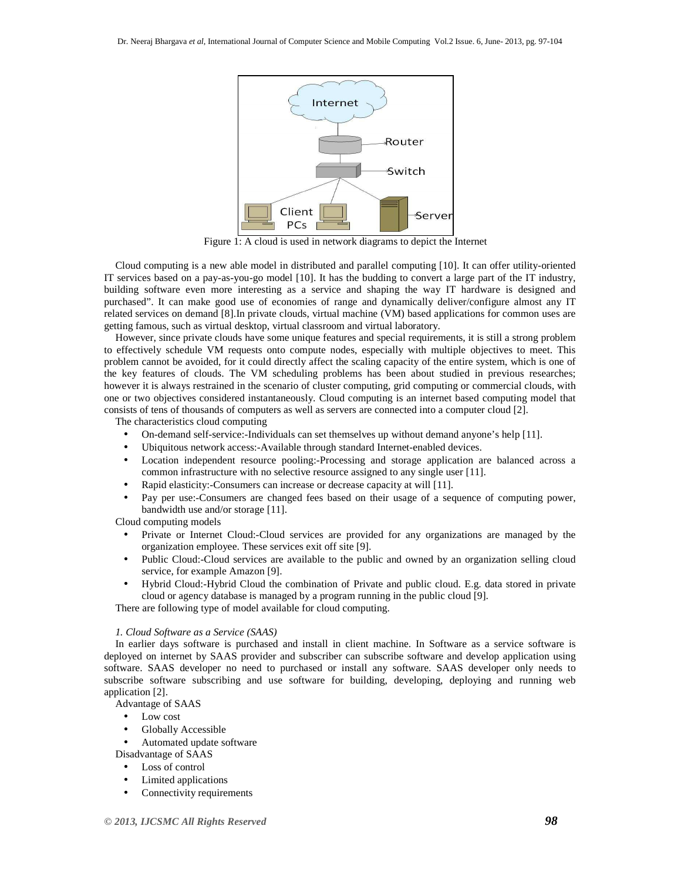Figure 1: A cloud is used in network diagrams to depict the Internet

Cloud computing is a new able model in distributed and parallel computing [10]. It can offer utility-oriented IT services based on a pay-as-you-go model [10]. It has the budding to convert a large part of the IT industry, building software even more interesting as a service and shaping the way IT hardware is designed and purchased". It can make good use of economies of range and dynamically deliver/configure almost any IT related services on demand [8].In private clouds, virtual machine (VM) based applications for common uses are getting famous, such as virtual desktop, virtual classroom and virtual laboratory.

However, since private clouds have some unique features and special requirements, it is still a strong problem to effectively schedule VM requests onto compute nodes, especially with multiple objectives to meet. This problem cannot be avoided, for it could directly affect the scaling capacity of the entire system, which is one of the key features of clouds. The VM scheduling problems has been about studied in previous researches; however it is always restrained in the scenario of cluster computing, grid computing or commercial clouds, with one or two objectives considered instantaneously. Cloud computing is an internet based computing model that consists of tens of thousands of computers as well as servers are connected into a computer cloud [2].

The characteristics cloud computing

- On-demand self-service:-Individuals can set themselves up without demand anyone's help [11].
- Ubiquitous network access:-Available through standard Internet-enabled devices.
- Location independent resource pooling:-Processing and storage application are balanced across a common infrastructure with no selective resource assigned to any single user [11].
- Rapid elasticity:-Consumers can increase or decrease capacity at will [11].
- Pay per use:-Consumers are changed fees based on their usage of a sequence of computing power, bandwidth use and/or storage [11].

Cloud computing models

- Private or Internet Cloud:-Cloud services are provided for any organizations are managed by the organization employee. These services exit off site [9].
- Public Cloud:-Cloud services are available to the public and owned by an organization selling cloud service, for example Amazon [9].
- Hybrid Cloud:-Hybrid Cloud the combination of Private and public cloud. E.g. data stored in private cloud or agency database is managed by a program running in the public cloud [9].

There are following type of model available for cloud computing.

*1. Cloud Software as a Service (SAAS)*

In earlier days software is purchased and install in client machine. In Software as a service software is deployed on internet by SAAS provider and subscriber can subscribe software and develop application using software. SAAS developer no need to purchased or install any software. SAAS developer only needs to subscribe software subscribing and use software for building, developing, deploying and running web application [2].

Advantage of SAAS

- Low cost
- Globally Accessible
- Automated update software

Disadvantage of SAAS

- Loss of control
- Limited applications
- Connectivity requirements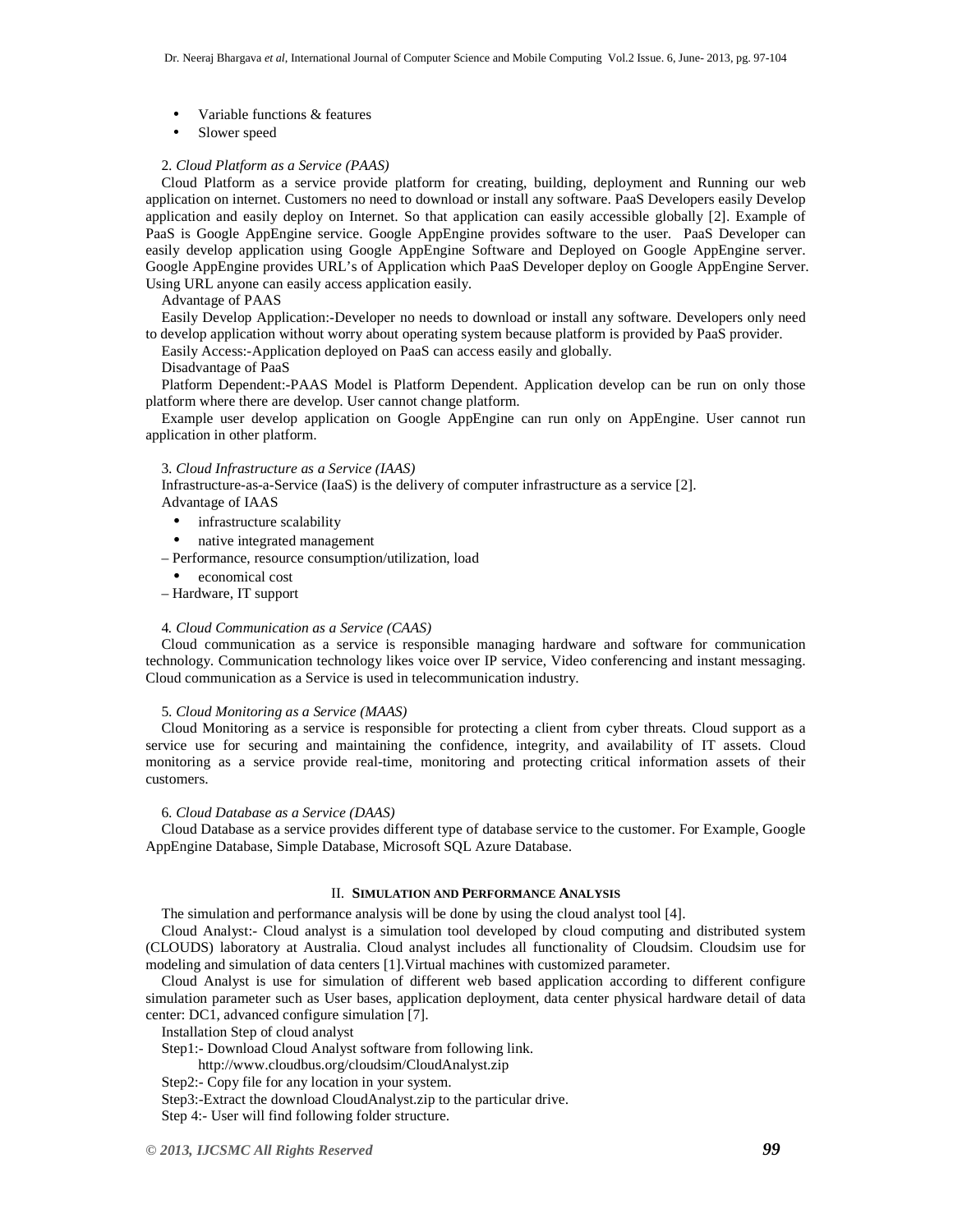- Variable functions & features
- Slower speed

2. *Cloud Platform as a Service (PAAS)*

Cloud Platform as a service provide platform for creating, building, deployment and Running our web application on internet. Customers no need to download or install any software. PaaS Developers easily Develop application and easily deploy on Internet. So that application can easily accessible globally [2]. Example of PaaS is Google AppEngine service. Google AppEngine provides software to the user. PaaS Developer can easily develop application using Google AppEngine Software and Deployed on Google AppEngine server. Google AppEngine provides URL's of Application which PaaS Developer deploy on Google AppEngine Server. Using URL anyone can easily access application easily.

Advantage of PAAS

Easily Develop Application:-Developer no needs to download or install any software. Developers only need to develop application without worry about operating system because platform is provided by PaaS provider.

Easily Access:-Application deployed on PaaS can access easily and globally.

Disadvantage of PaaS

Platform Dependent:-PAAS Model is Platform Dependent. Application develop can be run on only those platform where there are develop. User cannot change platform.

Example user develop application on Google AppEngine can run only on AppEngine. User cannot run application in other platform.

3. *Cloud Infrastructure as a Service (IAAS)*

Infrastructure-as-a-Service (IaaS) is the delivery of computer infrastructure as a service [2].

Advantage of IAAS

- infrastructure scalability
- native integrated management

– Performance, resource consumption/utilization, load

- economical cost

– Hardware, IT support

4. *Cloud Communication as a Service (CAAS)*

Cloud communication as a service is responsible managing hardware and software for communication technology. Communication technology likes voice over IP service, Video conferencing and instant messaging. Cloud communication as a Service is used in telecommunication industry.

5. *Cloud Monitoring as a Service (MAAS)*

Cloud Monitoring as a service is responsible for protecting a client from cyber threats. Cloud support as a service use for securing and maintaining the confidence, integrity, and availability of IT assets. Cloud monitoring as a service provide real-time, monitoring and protecting critical information assets of their customers.

6. *Cloud Database as a Service (DAAS)*

Cloud Database as a service provides different type of database service to the customer. For Example, Google AppEngine Database, Simple Database, Microsoft SQL Azure Database.

## II. SIMULATION AND PERFORMANCE ANALYSIS

The simulation and performance analysis will be done by using the cloud analyst tool [4].

Cloud Analyst:- Cloud analyst is a simulation tool developed by cloud computing and distributed system (CLOUDS) laboratory at Australia. Cloud analyst includes all functionality of Cloudsim. Cloudsim use for modeling and simulation of data centers [1].Virtual machines with customized parameter.

Cloud Analyst is use for simulation of different web based application according to different configure simulation parameter such as User bases, application deployment, data center physical hardware detail of data center: DC1, advanced configure simulation [7].

Installation Step of cloud analyst

Step1:- Download Cloud Analyst software from following link.

http://www.cloudbus.org/cloudsim/CloudAnalyst.zip

Step2:- Copy file for any location in your system.

Step3:-Extract the download CloudAnalyst.zip to the particular drive.

Step 4:- User will find following folder structure.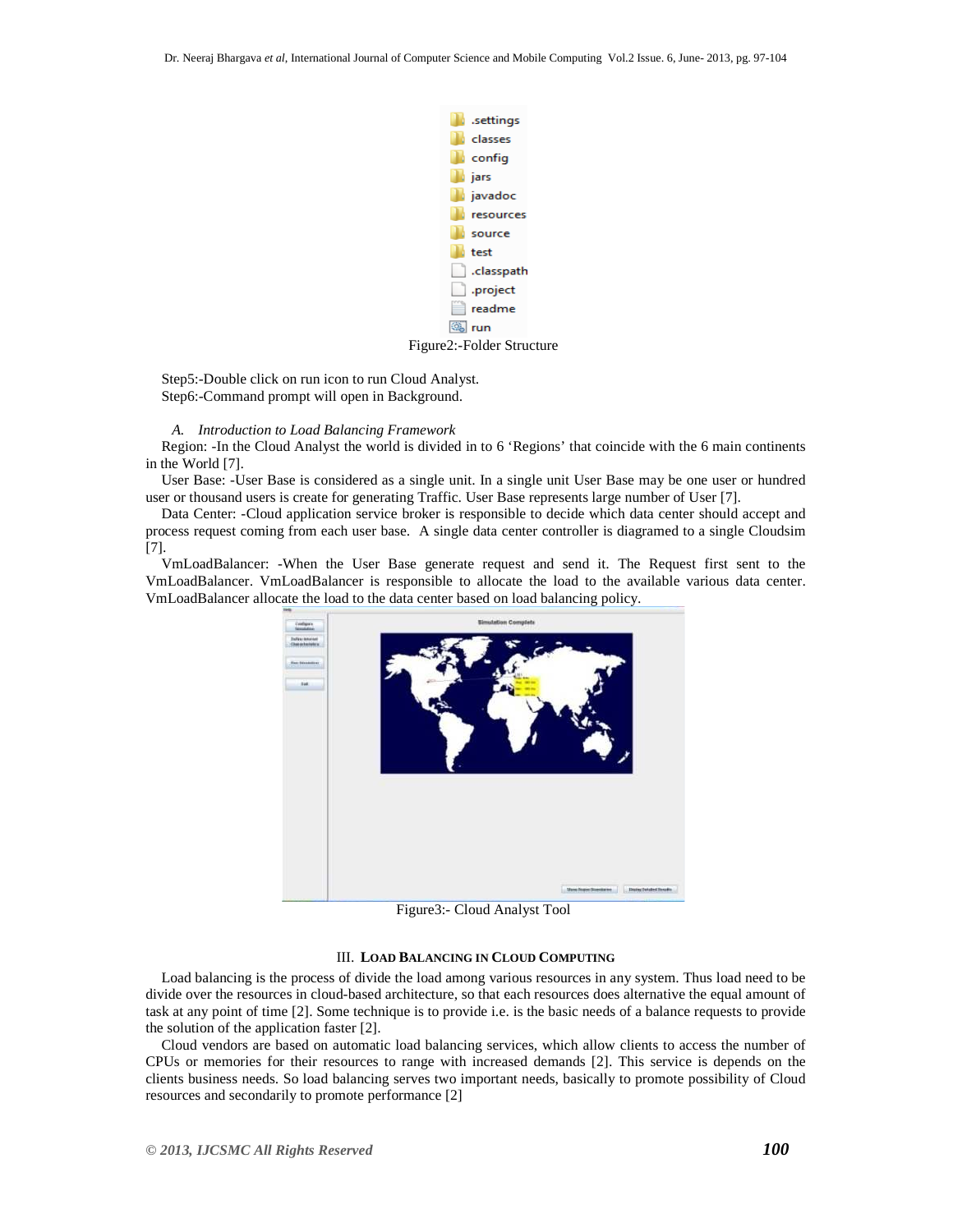Figure2:-Folder Structure

Step5:-Double click on run icon to run Cloud Analyst.
Step6:-Command prompt will open in Background.

### *A. Introduction to Load Balancing Framework*

Region: -In the Cloud Analyst the world is divided in to 6 'Regions' that coincide with the 6 main continents in the World [7].

User Base: -User Base is considered as a single unit. In a single unit User Base may be one user or hundred user or thousand users is create for generating Traffic. User Base represents large number of User [7].

Data Center: -Cloud application service broker is responsible to decide which data center should accept and process request coming from each user base. A single data center controller is diagramed to a single Cloudsim [7].

VmLoadBalancer: -When the User Base generate request and send it. The Request first sent to the VmLoadBalancer. VmLoadBalancer is responsible to allocate the load to the available various data center. VmLoadBalancer allocate the load to the data center based on load balancing policy.

Figure3:- Cloud Analyst Tool

## III. LOAD BALANCING IN CLOUD COMPUTING

Load balancing is the process of divide the load among various resources in any system. Thus load need to be divide over the resources in cloud-based architecture, so that each resources does alternative the equal amount of task at any point of time [2]. Some technique is to provide i.e. is the basic needs of a balance requests to provide the solution of the application faster [2].

Cloud vendors are based on automatic load balancing services, which allow clients to access the number of CPUs or memories for their resources to range with increased demands [2]. This service is depends on the clients business needs. So load balancing serves two important needs, basically to promote possibility of Cloud resources and secondarily to promote performance [2]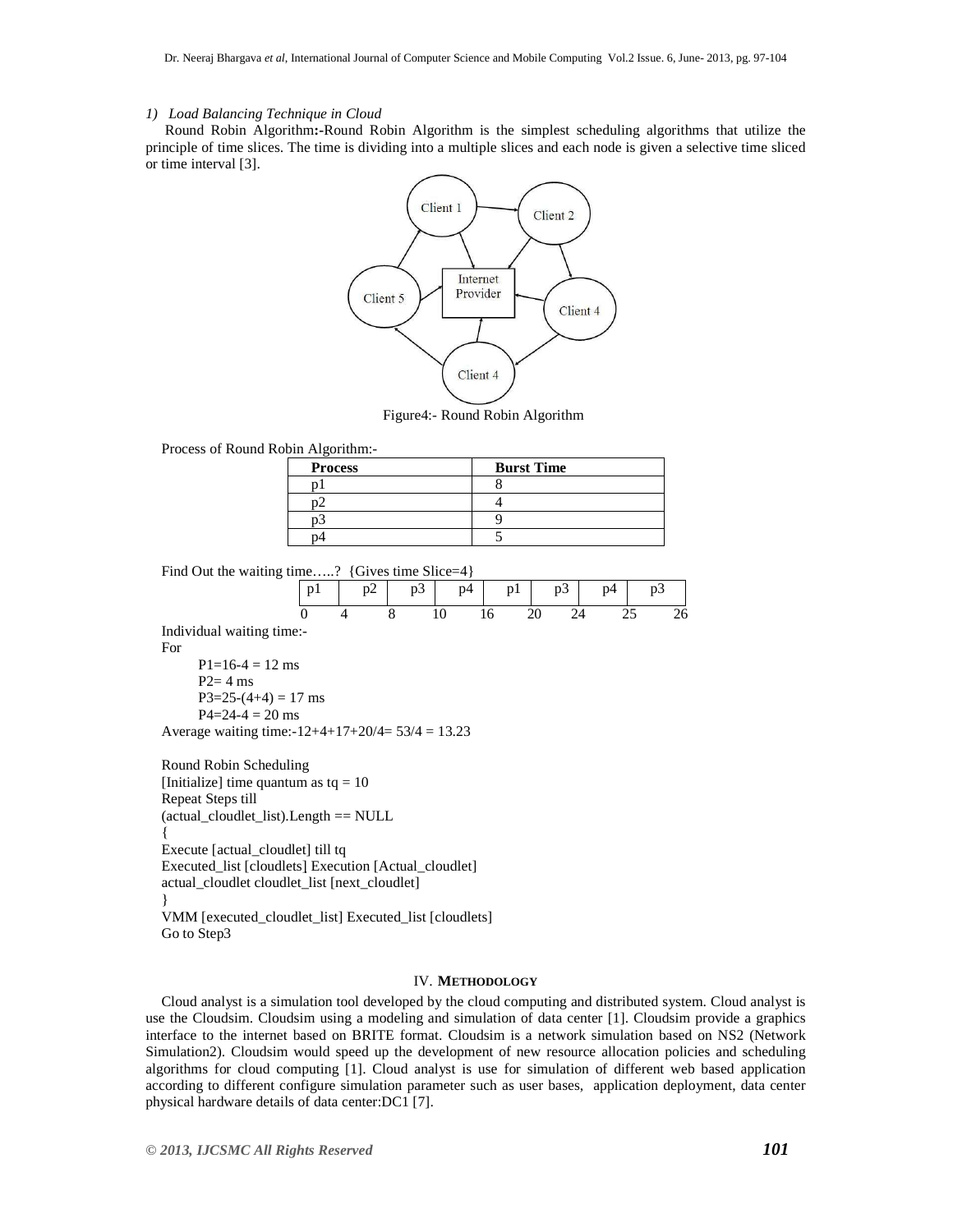*1) Load Balancing Technique in Cloud*

Round Robin Algorithm**:-**Round Robin Algorithm is the simplest scheduling algorithms that utilize the principle of time slices. The time is dividing into a multiple slices and each node is given a selective time sliced or time interval [3].

Figure4:- Round Robin Algorithm

Process of Round Robin Algorithm:-

| **Process** | **Burst Time** |
|---|---|
| p1 | 8 |
| p2 | 4 |
| p3 | 9 |
| p4 | 5 |

Find Out the waiting time…..? {Gives time Slice=4}

| p1 | p2 | p3 | p4 | p1 | p3 | p4 | p3 |
|---|---|---|---|---|---|---|---|

0 4 8 10 16 20 24 25 26

Individual waiting time:-

For

P1=16-4 = 12 ms

P2= 4 ms

P3=25-(4+4) = 17 ms

P4=24-4 = 20 ms

Average waiting time:-12+4+17+20/4= 53/4 = 13.23

```
Round Robin Scheduling
[Initialize] time quantum as tq = 10
Repeat Steps till
(actual_cloudlet_list).Length == NULL
{
Execute [actual_cloudlet] till tq
Executed_list [cloudlets] Execution [Actual_cloudlet]
actual_cloudlet cloudlet_list [next_cloudlet]
}
VMM [executed_cloudlet_list] Executed_list [cloudlets]
Go to Step3
```

## IV. METHODOLOGY

Cloud analyst is a simulation tool developed by the cloud computing and distributed system. Cloud analyst is use the Cloudsim. Cloudsim using a modeling and simulation of data center [1]. Cloudsim provide a graphics interface to the internet based on BRITE format. Cloudsim is a network simulation based on NS2 (Network Simulation2). Cloudsim would speed up the development of new resource allocation policies and scheduling algorithms for cloud computing [1]. Cloud analyst is use for simulation of different web based application according to different configure simulation parameter such as user bases, application deployment, data center physical hardware details of data center:DC1 [7].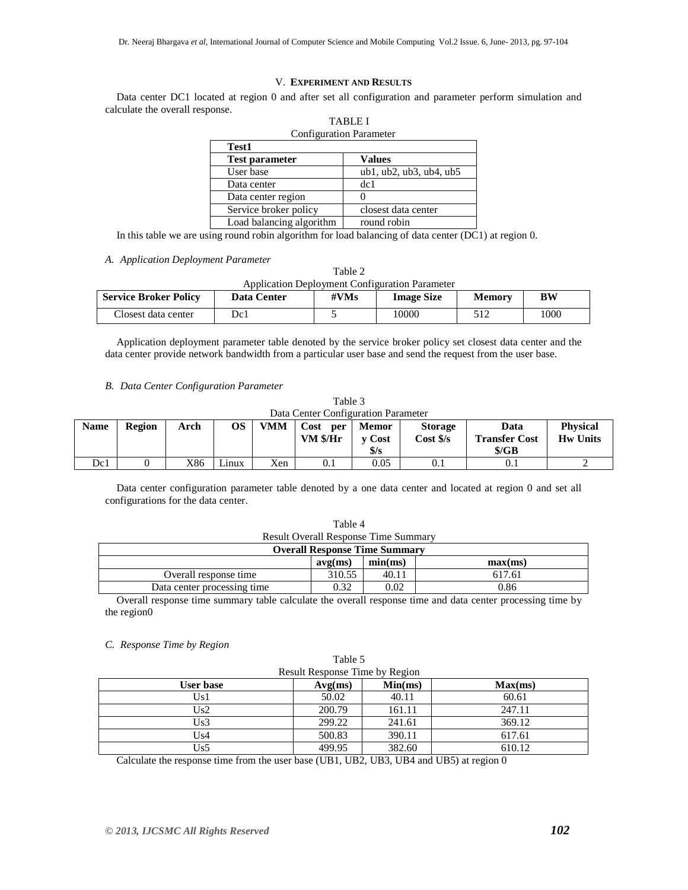## V. EXPERIMENT AND RESULTS

Data center DC1 located at region 0 and after set all configuration and parameter perform simulation and calculate the overall response.

TABLE I

Configuration Parameter

| Test1 | |
|---|---|
| **Test parameter** | **Values** |
| User base | ub1, ub2, ub3, ub4, ub5 |
| Data center | dc1 |
| Data center region | 0 |
| Service broker policy | closest data center |
| Load balancing algorithm | round robin |

In this table we are using round robin algorithm for load balancing of data center (DC1) at region 0.

### *A. Application Deployment Parameter*

Table 2

Application Deployment Configuration Parameter

| Service Broker Policy | Data Center | #VMs | Image Size | Memory | BW |
|---|---|---|---|---|---|
| Closest data center | Dc1 | 5 | 10000 | 512 | 1000 |

Application deployment parameter table denoted by the service broker policy set closest data center and the data center provide network bandwidth from a particular user base and send the request from the user base.

### *B. Data Center Configuration Parameter*

Table 3

Data Center Configuration Parameter

| Name | Region | Arch | OS | VMM | Cost per VM $/Hr | Memory Cost $/s | Storage Cost $/s | Data Transfer Cost $/GB | Physical Hw Units |
|---|---|---|---|---|---|---|---|---|---|
| Dc1 | 0 | X86 | Linux | Xen | 0.1 | 0.05 | 0.1 | 0.1 | 2 |

Data center configuration parameter table denoted by a one data center and located at region 0 and set all configurations for the data center.

Table 4

Result Overall Response Time Summary

| Overall Response Time Summary | | | |
|---|---|---|---|
| | **avg(ms)** | **min(ms)** | **max(ms)** |
| Overall response time | 310.55 | 40.11 | 617.61 |
| Data center processing time | 0.32 | 0.02 | 0.86 |

Overall response time summary table calculate the overall response time and data center processing time by the region0

### *C. Response Time by Region*

Table 5

Result Response Time by Region

| User base | Avg(ms) | Min(ms) | Max(ms) |
|---|---|---|---|
| Us1 | 50.02 | 40.11 | 60.61 |
| Us2 | 200.79 | 161.11 | 247.11 |
| Us3 | 299.22 | 241.61 | 369.12 |
| Us4 | 500.83 | 390.11 | 617.61 |
| Us5 | 499.95 | 382.60 | 610.12 |

Calculate the response time from the user base (UB1, UB2, UB3, UB4 and UB5) at region 0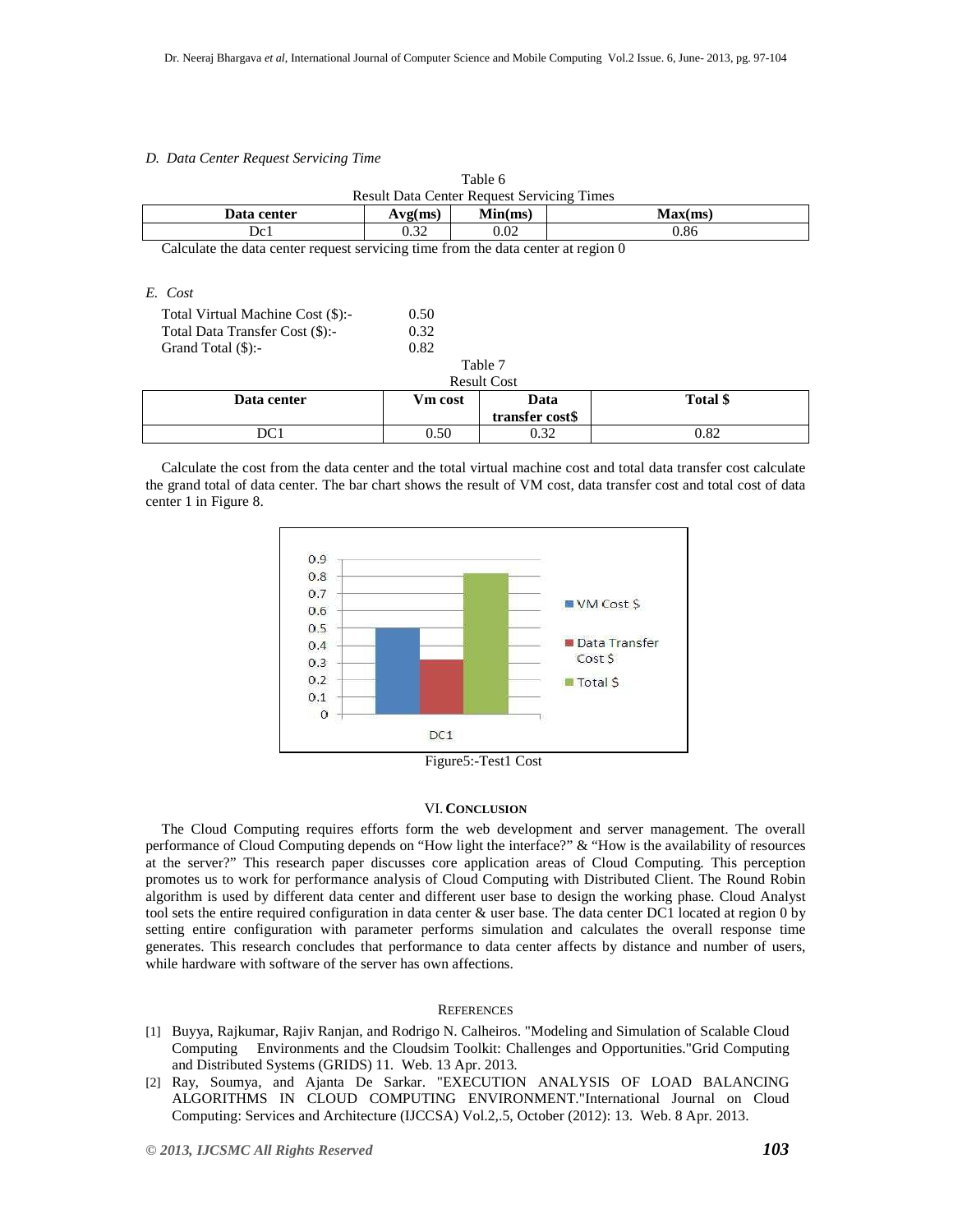### D. Data Center Request Servicing Time

Table 6
Result Data Center Request Servicing Times

| Data center | Avg(ms) | Min(ms) | Max(ms) |
|---|---|---|---|
| Dc1 | 0.32 | 0.02 | 0.86 |

Calculate the data center request servicing time from the data center at region 0

### E. Cost

Total Virtual Machine Cost ($):- 0.50
Total Data Transfer Cost ($):- 0.32
Grand Total ($):- 0.82

Table 7
Result Cost

| Data center | Vm cost | Data transfer cost$ | Total $ |
|---|---|---|---|
| DC1 | 0.50 | 0.32 | 0.82 |

Calculate the cost from the data center and the total virtual machine cost and total data transfer cost calculate the grand total of data center. The bar chart shows the result of VM cost, data transfer cost and total cost of data center 1 in Figure 8.

Figure5:-Test1 Cost

## VI. Conclusion

The Cloud Computing requires efforts form the web development and server management. The overall performance of Cloud Computing depends on "How light the interface?" & "How is the availability of resources at the server?" This research paper discusses core application areas of Cloud Computing. This perception promotes us to work for performance analysis of Cloud Computing with Distributed Client. The Round Robin algorithm is used by different data center and different user base to design the working phase. Cloud Analyst tool sets the entire required configuration in data center & user base. The data center DC1 located at region 0 by setting entire configuration with parameter performs simulation and calculates the overall response time generates. This research concludes that performance to data center affects by distance and number of users, while hardware with software of the server has own affections.

## References

[1] Buyya, Rajkumar, Rajiv Ranjan, and Rodrigo N. Calheiros. "Modeling and Simulation of Scalable Cloud Computing Environments and the Cloudsim Toolkit: Challenges and Opportunities."Grid Computing and Distributed Systems (GRIDS) 11. Web. 13 Apr. 2013.

[2] Ray, Soumya, and Ajanta De Sarkar. "EXECUTION ANALYSIS OF LOAD BALANCING ALGORITHMS IN CLOUD COMPUTING ENVIRONMENT."International Journal on Cloud Computing: Services and Architecture (IJCCSA) Vol.2,.5, October (2012): 13. Web. 8 Apr. 2013.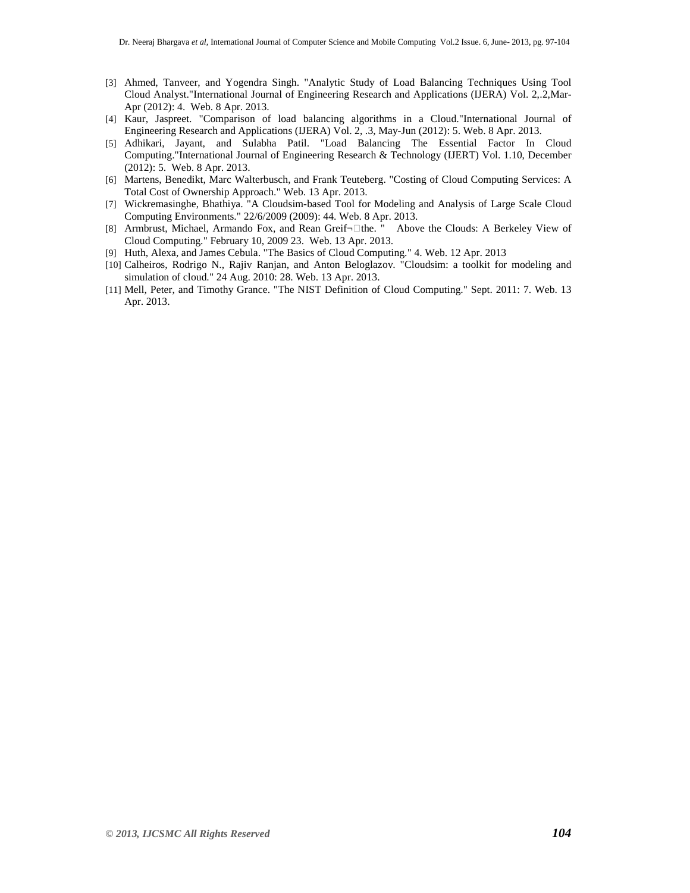[3] Ahmed, Tanveer, and Yogendra Singh. "Analytic Study of Load Balancing Techniques Using Tool Cloud Analyst."International Journal of Engineering Research and Applications (IJERA) Vol. 2,.2,Mar-Apr (2012): 4. Web. 8 Apr. 2013.

[4] Kaur, Jaspreet. "Comparison of load balancing algorithms in a Cloud."International Journal of Engineering Research and Applications (IJERA) Vol. 2, .3, May-Jun (2012): 5. Web. 8 Apr. 2013.

[5] Adhikari, Jayant, and Sulabha Patil. "Load Balancing The Essential Factor In Cloud Computing."International Journal of Engineering Research & Technology (IJERT) Vol. 1.10, December (2012): 5. Web. 8 Apr. 2013.

[6] Martens, Benedikt, Marc Walterbusch, and Frank Teuteberg. "Costing of Cloud Computing Services: A Total Cost of Ownership Approach." Web. 13 Apr. 2013.

[7] Wickremasinghe, Bhathiya. "A Cloudsim-based Tool for Modeling and Analysis of Large Scale Cloud Computing Environments." 22/6/2009 (2009): 44. Web. 8 Apr. 2013.

[8] Armbrust, Michael, Armando Fox, and Rean Greif¬□the. " Above the Clouds: A Berkeley View of Cloud Computing." February 10, 2009 23. Web. 13 Apr. 2013.

[9] Huth, Alexa, and James Cebula. "The Basics of Cloud Computing." 4. Web. 12 Apr. 2013

[10] Calheiros, Rodrigo N., Rajiv Ranjan, and Anton Beloglazov. "Cloudsim: a toolkit for modeling and simulation of cloud." 24 Aug. 2010: 28. Web. 13 Apr. 2013.

[11] Mell, Peter, and Timothy Grance. "The NIST Definition of Cloud Computing." Sept. 2011: 7. Web. 13 Apr. 2013.